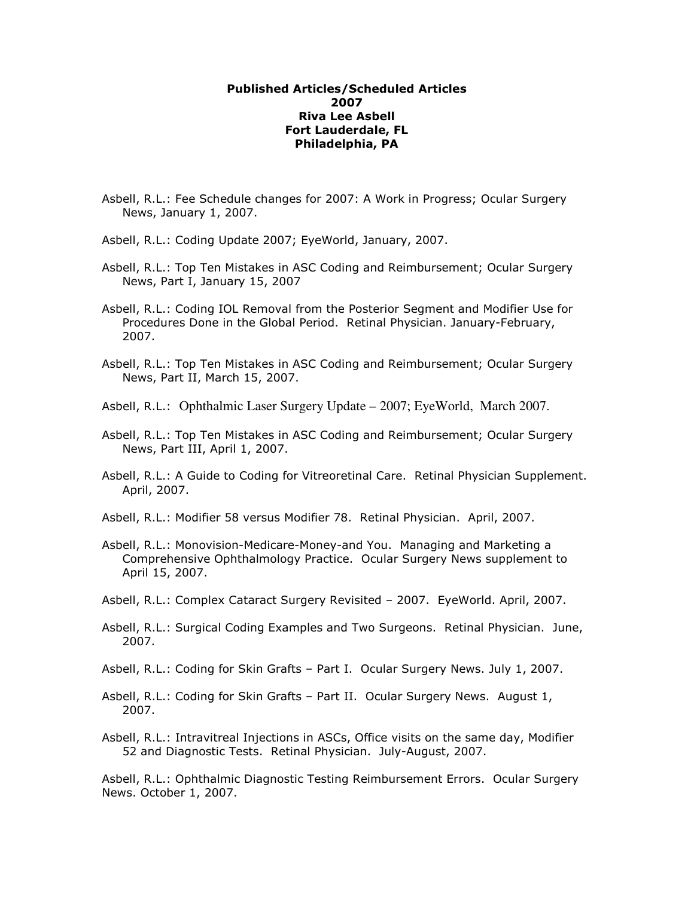**Published Articles/Scheduled Articles**
**2007**
**Riva Lee Asbell**
**Fort Lauderdale, FL**
**Philadelphia, PA**

Asbell, R.L.: Fee Schedule changes for 2007: A Work in Progress; Ocular Surgery News, January 1, 2007.

Asbell, R.L.: Coding Update 2007; EyeWorld, January, 2007.

Asbell, R.L.: Top Ten Mistakes in ASC Coding and Reimbursement; Ocular Surgery News, Part I, January 15, 2007

Asbell, R.L.: Coding IOL Removal from the Posterior Segment and Modifier Use for Procedures Done in the Global Period. Retinal Physician. January-February, 2007.

Asbell, R.L.: Top Ten Mistakes in ASC Coding and Reimbursement; Ocular Surgery News, Part II, March 15, 2007.

Asbell, R.L.: Ophthalmic Laser Surgery Update – 2007; EyeWorld, March 2007.

Asbell, R.L.: Top Ten Mistakes in ASC Coding and Reimbursement; Ocular Surgery News, Part III, April 1, 2007.

Asbell, R.L.: A Guide to Coding for Vitreoretinal Care. Retinal Physician Supplement. April, 2007.

Asbell, R.L.: Modifier 58 versus Modifier 78. Retinal Physician. April, 2007.

Asbell, R.L.: Monovision-Medicare-Money-and You. Managing and Marketing a Comprehensive Ophthalmology Practice. Ocular Surgery News supplement to April 15, 2007.

Asbell, R.L.: Complex Cataract Surgery Revisited – 2007. EyeWorld. April, 2007.

Asbell, R.L.: Surgical Coding Examples and Two Surgeons. Retinal Physician. June, 2007.

Asbell, R.L.: Coding for Skin Grafts – Part I. Ocular Surgery News. July 1, 2007.

Asbell, R.L.: Coding for Skin Grafts – Part II. Ocular Surgery News. August 1, 2007.

Asbell, R.L.: Intravitreal Injections in ASCs, Office visits on the same day, Modifier 52 and Diagnostic Tests. Retinal Physician. July-August, 2007.

Asbell, R.L.: Ophthalmic Diagnostic Testing Reimbursement Errors. Ocular Surgery News. October 1, 2007.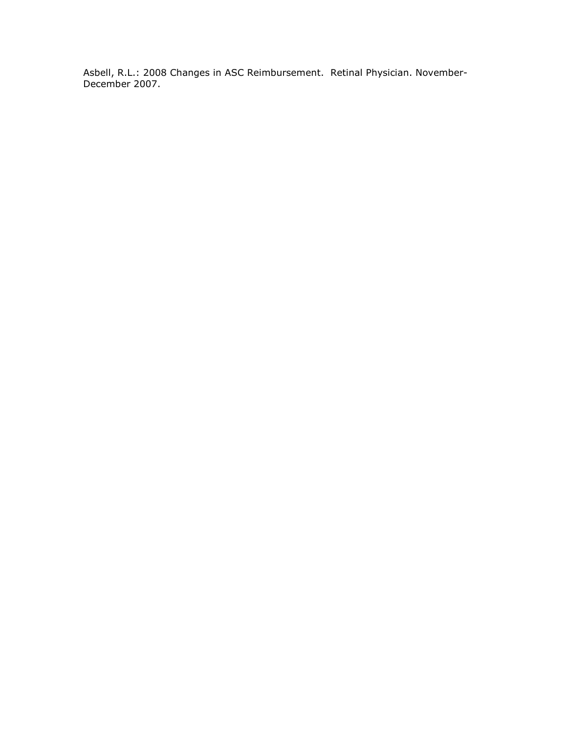Asbell, R.L.: 2008 Changes in ASC Reimbursement. Retinal Physician. November-December 2007.